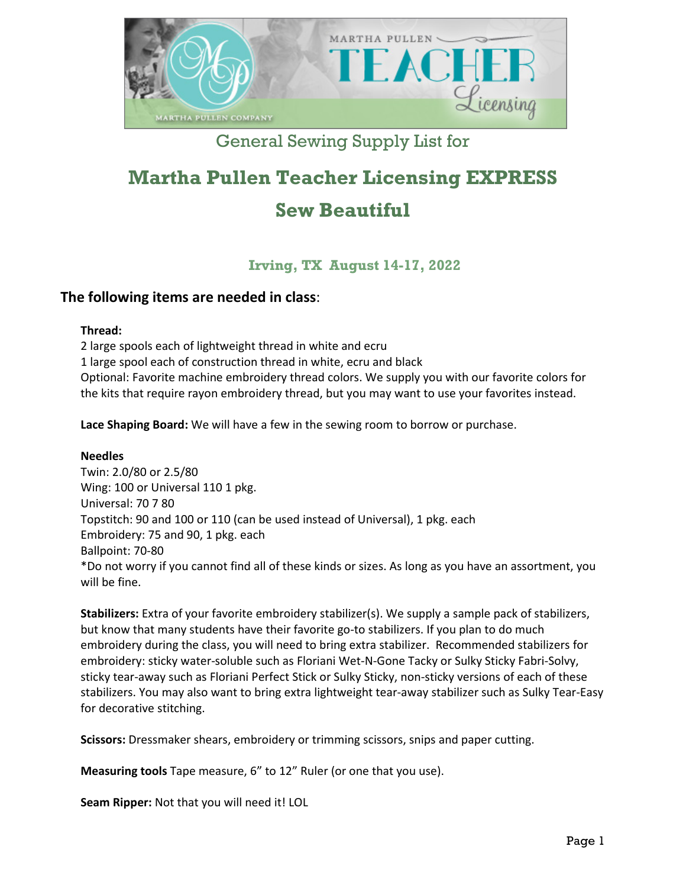General Sewing Supply List for

# Martha Pullen Teacher Licensing EXPRESS

# Sew Beautiful

### Irving, TX August 14-17, 2022

## The following items are needed in class:

**Thread:**
2 large spools each of lightweight thread in white and ecru
1 large spool each of construction thread in white, ecru and black
Optional: Favorite machine embroidery thread colors. We supply you with our favorite colors for the kits that require rayon embroidery thread, but you may want to use your favorites instead.

**Lace Shaping Board:** We will have a few in the sewing room to borrow or purchase.

**Needles**
Twin: 2.0/80 or 2.5/80
Wing: 100 or Universal 110 1 pkg.
Universal: 70 7 80
Topstitch: 90 and 100 or 110 (can be used instead of Universal), 1 pkg. each
Embroidery: 75 and 90, 1 pkg. each
Ballpoint: 70-80
*Do not worry if you cannot find all of these kinds or sizes. As long as you have an assortment, you will be fine.

**Stabilizers:** Extra of your favorite embroidery stabilizer(s). We supply a sample pack of stabilizers, but know that many students have their favorite go-to stabilizers. If you plan to do much embroidery during the class, you will need to bring extra stabilizer. Recommended stabilizers for embroidery: sticky water-soluble such as Floriani Wet-N-Gone Tacky or Sulky Sticky Fabri-Solvy, sticky tear-away such as Floriani Perfect Stick or Sulky Sticky, non-sticky versions of each of these stabilizers. You may also want to bring extra lightweight tear-away stabilizer such as Sulky Tear-Easy for decorative stitching.

**Scissors:** Dressmaker shears, embroidery or trimming scissors, snips and paper cutting.

**Measuring tools** Tape measure, 6" to 12" Ruler (or one that you use).

**Seam Ripper:** Not that you will need it! LOL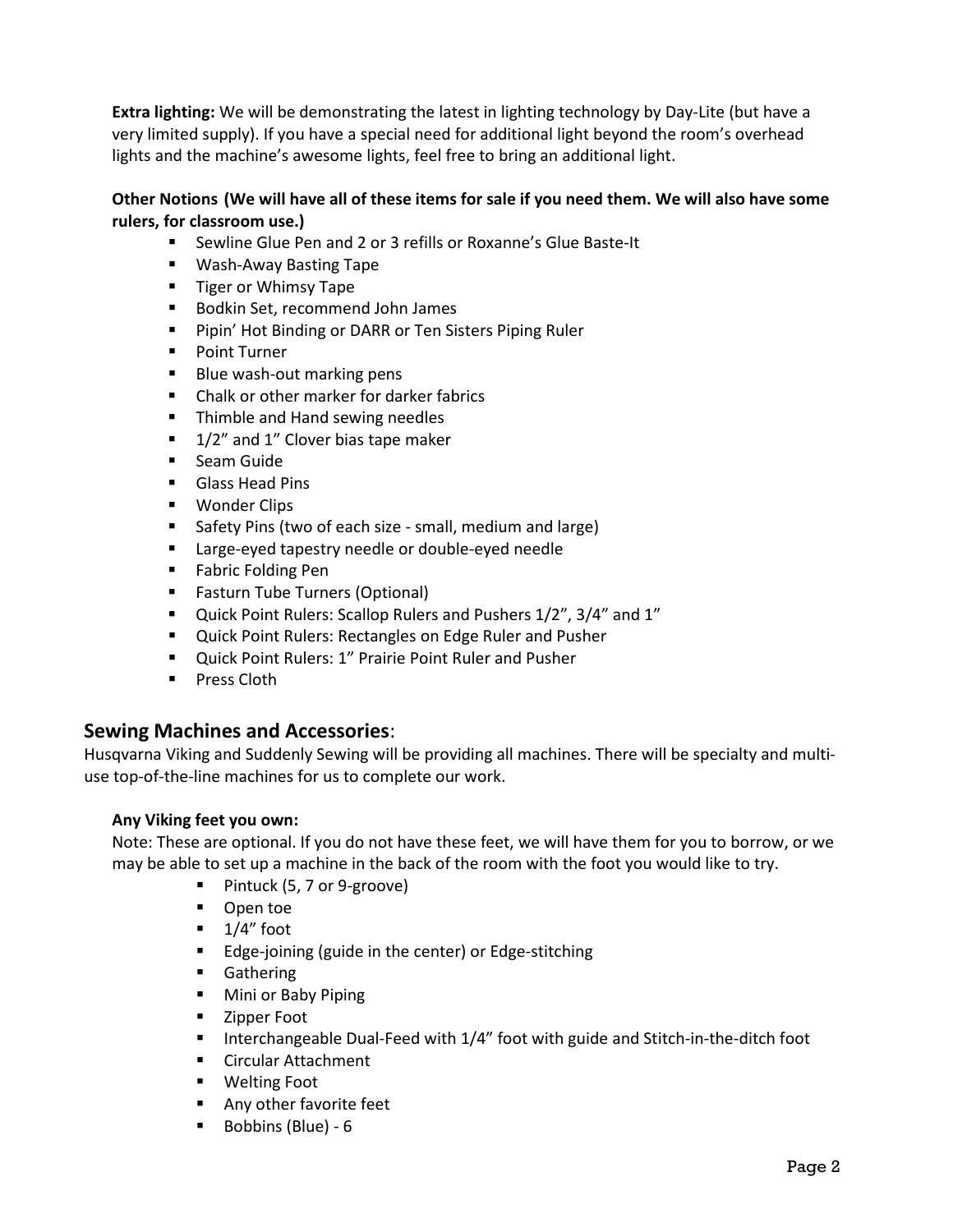**Extra lighting:** We will be demonstrating the latest in lighting technology by Day-Lite (but have a very limited supply). If you have a special need for additional light beyond the room's overhead lights and the machine's awesome lights, feel free to bring an additional light.

**Other Notions (We will have all of these items for sale if you need them. We will also have some rulers, for classroom use.)**

- Sewline Glue Pen and 2 or 3 refills or Roxanne's Glue Baste-It
- Wash-Away Basting Tape
- Tiger or Whimsy Tape
- Bodkin Set, recommend John James
- Pipin' Hot Binding or DARR or Ten Sisters Piping Ruler
- Point Turner
- Blue wash-out marking pens
- Chalk or other marker for darker fabrics
- Thimble and Hand sewing needles
- 1/2" and 1" Clover bias tape maker
- Seam Guide
- Glass Head Pins
- Wonder Clips
- Safety Pins (two of each size - small, medium and large)
- Large-eyed tapestry needle or double-eyed needle
- Fabric Folding Pen
- Fasturn Tube Turners (Optional)
- Quick Point Rulers: Scallop Rulers and Pushers 1/2", 3/4" and 1"
- Quick Point Rulers: Rectangles on Edge Ruler and Pusher
- Quick Point Rulers: 1" Prairie Point Ruler and Pusher
- Press Cloth

## Sewing Machines and Accessories:

Husqvarna Viking and Suddenly Sewing will be providing all machines. There will be specialty and multi-use top-of-the-line machines for us to complete our work.

**Any Viking feet you own:**

Note: These are optional. If you do not have these feet, we will have them for you to borrow, or we may be able to set up a machine in the back of the room with the foot you would like to try.

- Pintuck (5, 7 or 9-groove)
- Open toe
- 1/4" foot
- Edge-joining (guide in the center) or Edge-stitching
- Gathering
- Mini or Baby Piping
- Zipper Foot
- Interchangeable Dual-Feed with 1/4" foot with guide and Stitch-in-the-ditch foot
- Circular Attachment
- Welting Foot
- Any other favorite feet
- Bobbins (Blue) - 6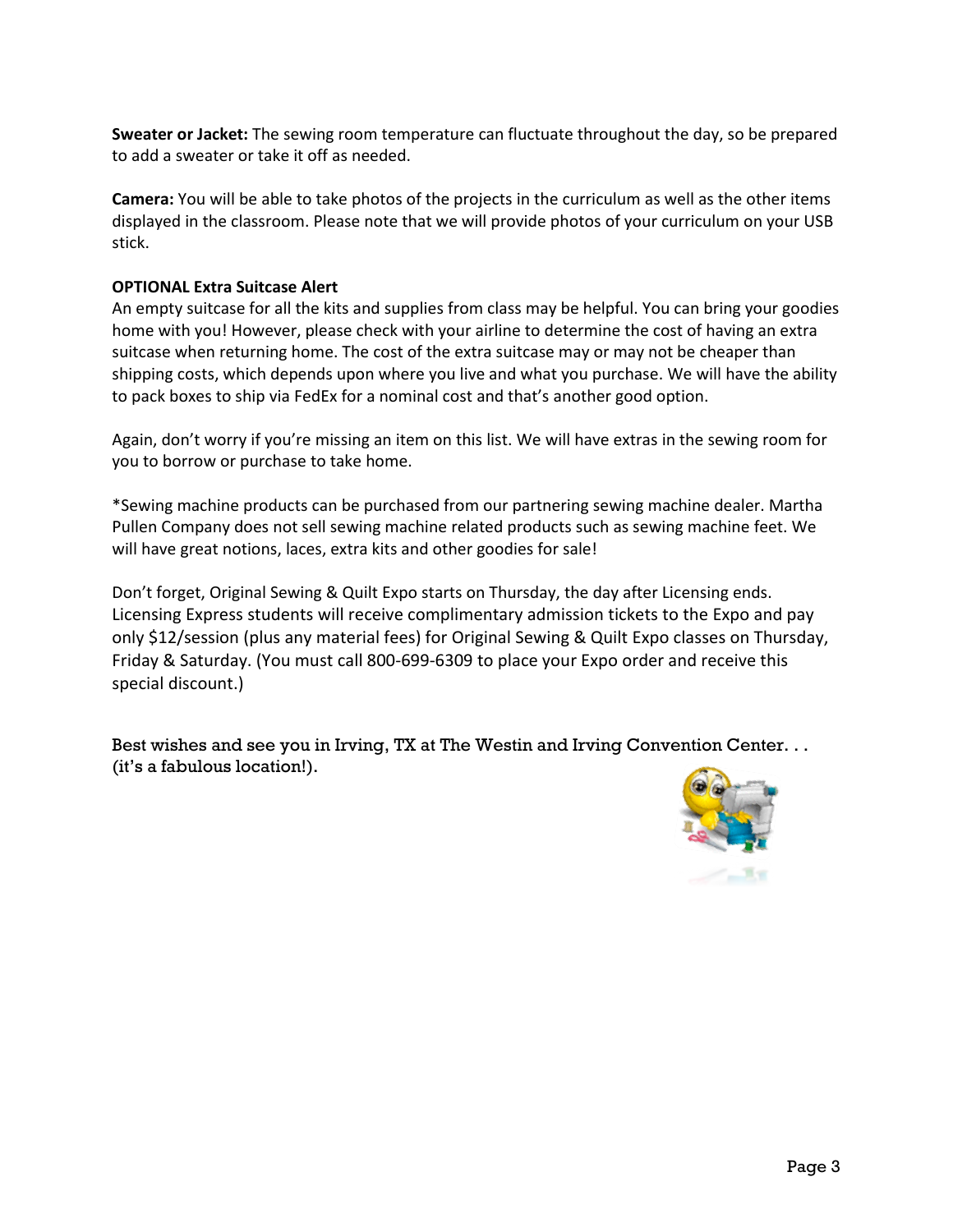**Sweater or Jacket:** The sewing room temperature can fluctuate throughout the day, so be prepared to add a sweater or take it off as needed.

**Camera:** You will be able to take photos of the projects in the curriculum as well as the other items displayed in the classroom. Please note that we will provide photos of your curriculum on your USB stick.

**OPTIONAL Extra Suitcase Alert**

An empty suitcase for all the kits and supplies from class may be helpful. You can bring your goodies home with you! However, please check with your airline to determine the cost of having an extra suitcase when returning home. The cost of the extra suitcase may or may not be cheaper than shipping costs, which depends upon where you live and what you purchase. We will have the ability to pack boxes to ship via FedEx for a nominal cost and that's another good option.

Again, don't worry if you're missing an item on this list. We will have extras in the sewing room for you to borrow or purchase to take home.

*Sewing machine products can be purchased from our partnering sewing machine dealer. Martha Pullen Company does not sell sewing machine related products such as sewing machine feet. We will have great notions, laces, extra kits and other goodies for sale!

Don't forget, Original Sewing & Quilt Expo starts on Thursday, the day after Licensing ends. Licensing Express students will receive complimentary admission tickets to the Expo and pay only $12/session (plus any material fees) for Original Sewing & Quilt Expo classes on Thursday, Friday & Saturday. (You must call 800-699-6309 to place your Expo order and receive this special discount.)

Best wishes and see you in Irving, TX at The Westin and Irving Convention Center. . . (it's a fabulous location!).